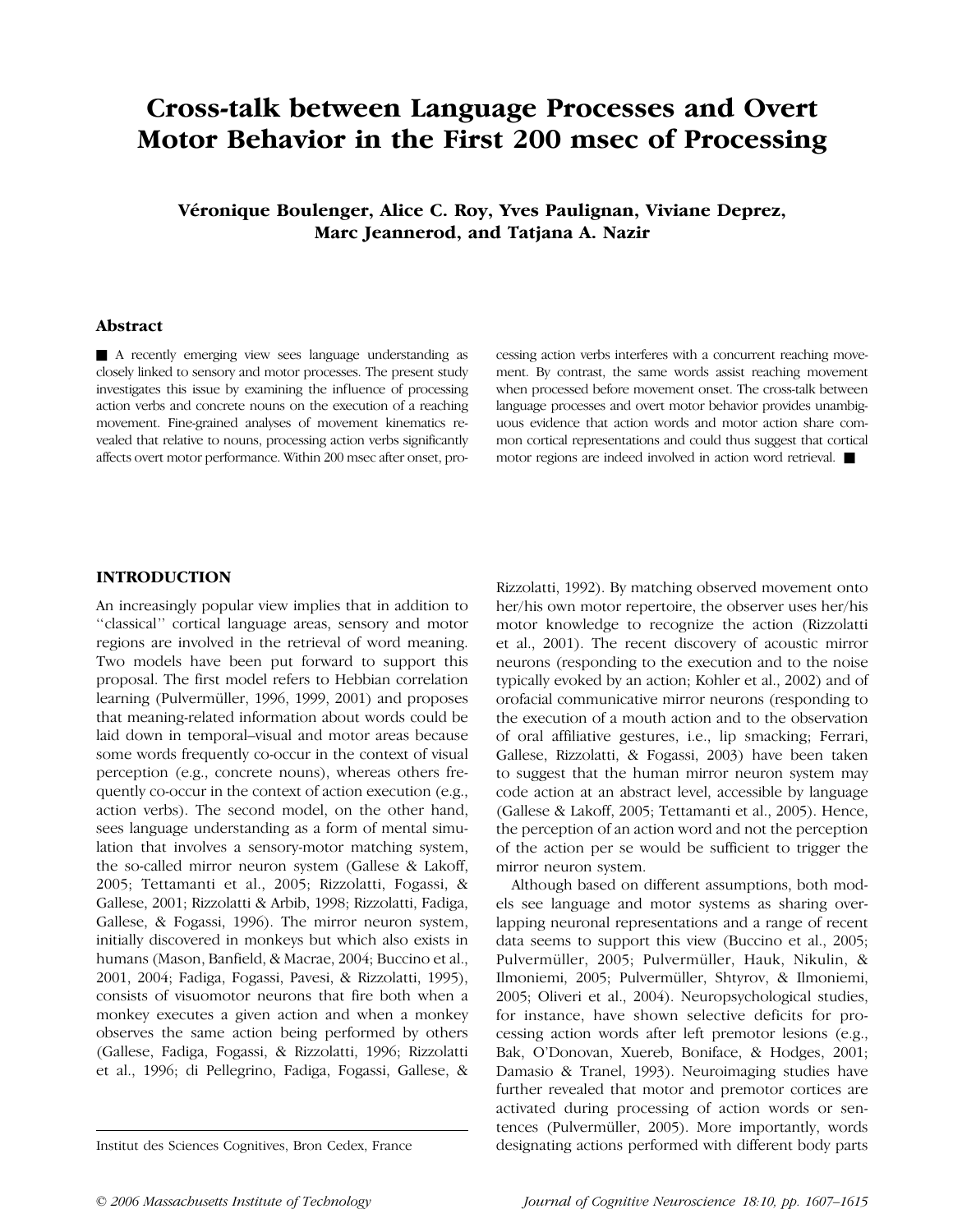# Cross-talk between Language Processes and Overt Motor Behavior in the First 200 msec of Processing

**Véronique Boulenger, Alice C. Roy, Yves Paulignan, Viviane Deprez, Marc Jeannerod, and Tatjana A. Nazir**

## Abstract

■ A recently emerging view sees language understanding as closely linked to sensory and motor processes. The present study investigates this issue by examining the influence of processing action verbs and concrete nouns on the execution of a reaching movement. Fine-grained analyses of movement kinematics revealed that relative to nouns, processing action verbs significantly affects overt motor performance. Within 200 msec after onset, processing action verbs interferes with a concurrent reaching movement. By contrast, the same words assist reaching movement when processed before movement onset. The cross-talk between language processes and overt motor behavior provides unambiguous evidence that action words and motor action share common cortical representations and could thus suggest that cortical motor regions are indeed involved in action word retrieval. ■

## INTRODUCTION

An increasingly popular view implies that in addition to "classical" cortical language areas, sensory and motor regions are involved in the retrieval of word meaning. Two models have been put forward to support this proposal. The first model refers to Hebbian correlation learning (Pulvermüller, 1996, 1999, 2001) and proposes that meaning-related information about words could be laid down in temporal–visual and motor areas because some words frequently co-occur in the context of visual perception (e.g., concrete nouns), whereas others frequently co-occur in the context of action execution (e.g., action verbs). The second model, on the other hand, sees language understanding as a form of mental simulation that involves a sensory-motor matching system, the so-called mirror neuron system (Gallese & Lakoff, 2005; Tettamanti et al., 2005; Rizzolatti, Fogassi, & Gallese, 2001; Rizzolatti & Arbib, 1998; Rizzolatti, Fadiga, Gallese, & Fogassi, 1996). The mirror neuron system, initially discovered in monkeys but which also exists in humans (Mason, Banfield, & Macrae, 2004; Buccino et al., 2001, 2004; Fadiga, Fogassi, Pavesi, & Rizzolatti, 1995), consists of visuomotor neurons that fire both when a monkey executes a given action and when a monkey observes the same action being performed by others (Gallese, Fadiga, Fogassi, & Rizzolatti, 1996; Rizzolatti et al., 1996; di Pellegrino, Fadiga, Fogassi, Gallese, & Rizzolatti, 1992). By matching observed movement onto her/his own motor repertoire, the observer uses her/his motor knowledge to recognize the action (Rizzolatti et al., 2001). The recent discovery of acoustic mirror neurons (responding to the execution and to the noise typically evoked by an action; Kohler et al., 2002) and of orofacial communicative mirror neurons (responding to the execution of a mouth action and to the observation of oral affiliative gestures, i.e., lip smacking; Ferrari, Gallese, Rizzolatti, & Fogassi, 2003) have been taken to suggest that the human mirror neuron system may code action at an abstract level, accessible by language (Gallese & Lakoff, 2005; Tettamanti et al., 2005). Hence, the perception of an action word and not the perception of the action per se would be sufficient to trigger the mirror neuron system.

Although based on different assumptions, both models see language and motor systems as sharing overlapping neuronal representations and a range of recent data seems to support this view (Buccino et al., 2005; Pulvermüller, 2005; Pulvermüller, Hauk, Nikulin, & Ilmoniemi, 2005; Pulvermüller, Shtyrov, & Ilmoniemi, 2005; Oliveri et al., 2004). Neuropsychological studies, for instance, have shown selective deficits for processing action words after left premotor lesions (e.g., Bak, O'Donovan, Xuereb, Boniface, & Hodges, 2001; Damasio & Tranel, 1993). Neuroimaging studies have further revealed that motor and premotor cortices are activated during processing of action words or sentences (Pulvermüller, 2005). More importantly, words designating actions performed with different body parts

Institut des Sciences Cognitives, Bron Cedex, France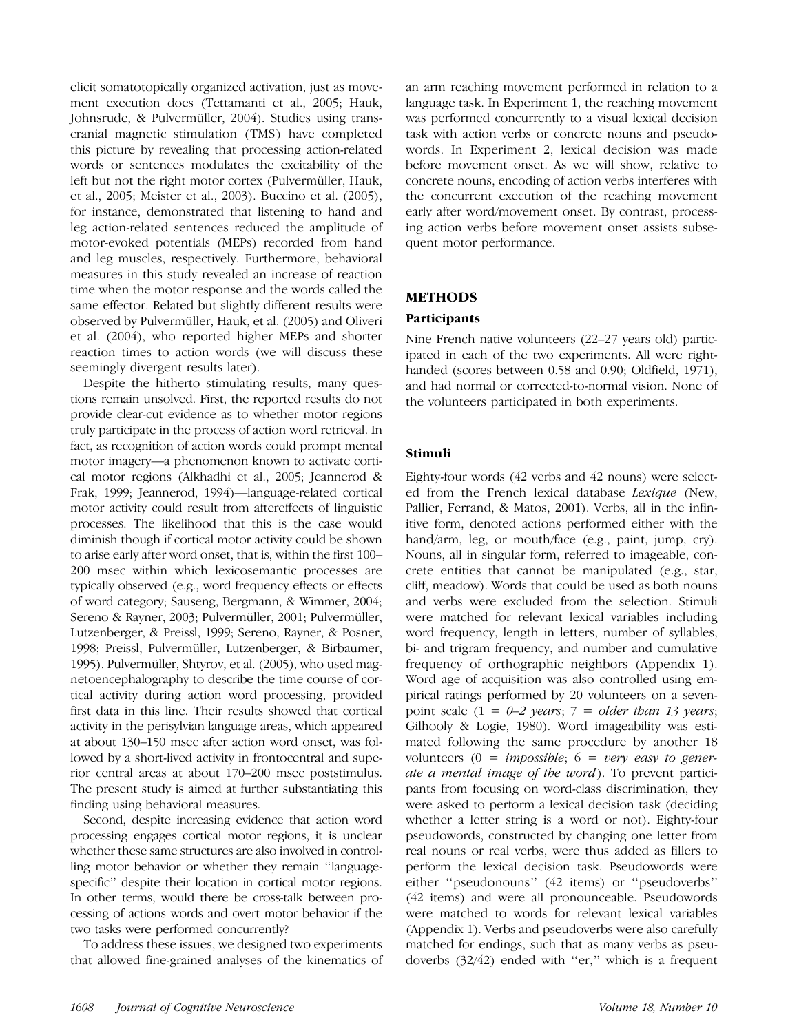elicit somatotopically organized activation, just as movement execution does (Tettamanti et al., 2005; Hauk, Johnsrude, & Pulvermüller, 2004). Studies using transcranial magnetic stimulation (TMS) have completed this picture by revealing that processing action-related words or sentences modulates the excitability of the left but not the right motor cortex (Pulvermüller, Hauk, et al., 2005; Meister et al., 2003). Buccino et al. (2005), for instance, demonstrated that listening to hand and leg action-related sentences reduced the amplitude of motor-evoked potentials (MEPs) recorded from hand and leg muscles, respectively. Furthermore, behavioral measures in this study revealed an increase of reaction time when the motor response and the words called the same effector. Related but slightly different results were observed by Pulvermüller, Hauk, et al. (2005) and Oliveri et al. (2004), who reported higher MEPs and shorter reaction times to action words (we will discuss these seemingly divergent results later).

Despite the hitherto stimulating results, many questions remain unsolved. First, the reported results do not provide clear-cut evidence as to whether motor regions truly participate in the process of action word retrieval. In fact, as recognition of action words could prompt mental motor imagery—a phenomenon known to activate cortical motor regions (Alkhadhi et al., 2005; Jeannerod & Frak, 1999; Jeannerod, 1994)—language-related cortical motor activity could result from aftereffects of linguistic processes. The likelihood that this is the case would diminish though if cortical motor activity could be shown to arise early after word onset, that is, within the first 100–200 msec within which lexicosemantic processes are typically observed (e.g., word frequency effects or effects of word category; Sauseng, Bergmann, & Wimmer, 2004; Sereno & Rayner, 2003; Pulvermüller, 2001; Pulvermüller, Lutzenberger, & Preissl, 1999; Sereno, Rayner, & Posner, 1998; Preissl, Pulvermüller, Lutzenberger, & Birbaumer, 1995). Pulvermüller, Shtyrov, et al. (2005), who used magnetoencephalography to describe the time course of cortical activity during action word processing, provided first data in this line. Their results showed that cortical activity in the perisylvian language areas, which appeared at about 130–150 msec after action word onset, was followed by a short-lived activity in frontocentral and superior central areas at about 170–200 msec poststimulus. The present study is aimed at further substantiating this finding using behavioral measures.

Second, despite increasing evidence that action word processing engages cortical motor regions, it is unclear whether these same structures are also involved in controlling motor behavior or whether they remain "language-specific" despite their location in cortical motor regions. In other terms, would there be cross-talk between processing of actions words and overt motor behavior if the two tasks were performed concurrently?

To address these issues, we designed two experiments that allowed fine-grained analyses of the kinematics of an arm reaching movement performed in relation to a language task. In Experiment 1, the reaching movement was performed concurrently to a visual lexical decision task with action verbs or concrete nouns and pseudowords. In Experiment 2, lexical decision was made before movement onset. As we will show, relative to concrete nouns, encoding of action verbs interferes with the concurrent execution of the reaching movement early after word/movement onset. By contrast, processing action verbs before movement onset assists subsequent motor performance.

## METHODS

### Participants

Nine French native volunteers (22–27 years old) participated in each of the two experiments. All were right-handed (scores between 0.58 and 0.90; Oldfield, 1971), and had normal or corrected-to-normal vision. None of the volunteers participated in both experiments.

### Stimuli

Eighty-four words (42 verbs and 42 nouns) were selected from the French lexical database *Lexique* (New, Pallier, Ferrand, & Matos, 2001). Verbs, all in the infinitive form, denoted actions performed either with the hand/arm, leg, or mouth/face (e.g., paint, jump, cry). Nouns, all in singular form, referred to imageable, concrete entities that cannot be manipulated (e.g., star, cliff, meadow). Words that could be used as both nouns and verbs were excluded from the selection. Stimuli were matched for relevant lexical variables including word frequency, length in letters, number of syllables, bi- and trigram frequency, and number and cumulative frequency of orthographic neighbors (Appendix 1). Word age of acquisition was also controlled using empirical ratings performed by 20 volunteers on a seven-point scale (1 = *0–2 years*; 7 = *older than 13 years*; Gilhooly & Logie, 1980). Word imageability was estimated following the same procedure by another 18 volunteers (0 = *impossible*; 6 = *very easy to generate a mental image of the word*). To prevent participants from focusing on word-class discrimination, they were asked to perform a lexical decision task (deciding whether a letter string is a word or not). Eighty-four pseudowords, constructed by changing one letter from real nouns or real verbs, were thus added as fillers to perform the lexical decision task. Pseudowords were either "pseudonouns" (42 items) or "pseudoverbs" (42 items) and were all pronounceable. Pseudowords were matched to words for relevant lexical variables (Appendix 1). Verbs and pseudoverbs were also carefully matched for endings, such that as many verbs as pseudoverbs (32/42) ended with "er," which is a frequent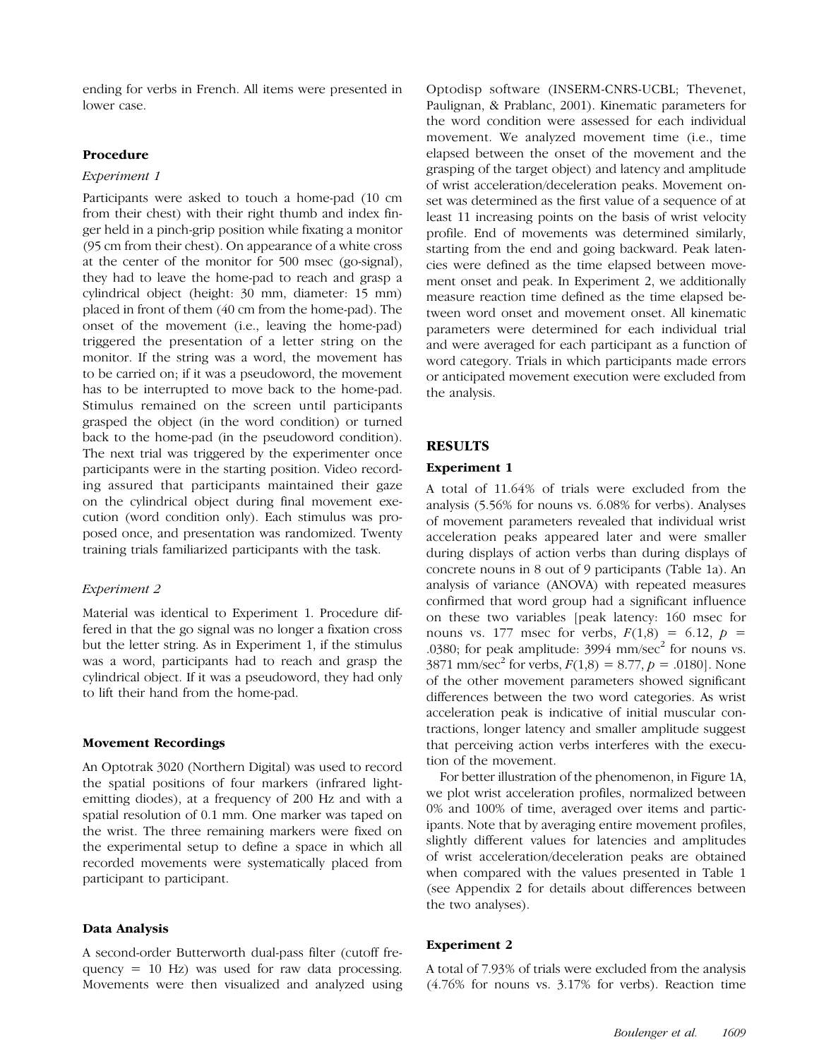ending for verbs in French. All items were presented in lower case.

### Procedure

*Experiment 1*

Participants were asked to touch a home-pad (10 cm from their chest) with their right thumb and index finger held in a pinch-grip position while fixating a monitor (95 cm from their chest). On appearance of a white cross at the center of the monitor for 500 msec (go-signal), they had to leave the home-pad to reach and grasp a cylindrical object (height: 30 mm, diameter: 15 mm) placed in front of them (40 cm from the home-pad). The onset of the movement (i.e., leaving the home-pad) triggered the presentation of a letter string on the monitor. If the string was a word, the movement has to be carried on; if it was a pseudoword, the movement has to be interrupted to move back to the home-pad. Stimulus remained on the screen until participants grasped the object (in the word condition) or turned back to the home-pad (in the pseudoword condition). The next trial was triggered by the experimenter once participants were in the starting position. Video recording assured that participants maintained their gaze on the cylindrical object during final movement execution (word condition only). Each stimulus was proposed once, and presentation was randomized. Twenty training trials familiarized participants with the task.

*Experiment 2*

Material was identical to Experiment 1. Procedure differed in that the go signal was no longer a fixation cross but the letter string. As in Experiment 1, if the stimulus was a word, participants had to reach and grasp the cylindrical object. If it was a pseudoword, they had only to lift their hand from the home-pad.

### Movement Recordings

An Optotrak 3020 (Northern Digital) was used to record the spatial positions of four markers (infrared light-emitting diodes), at a frequency of 200 Hz and with a spatial resolution of 0.1 mm. One marker was taped on the wrist. The three remaining markers were fixed on the experimental setup to define a space in which all recorded movements were systematically placed from participant to participant.

### Data Analysis

A second-order Butterworth dual-pass filter (cutoff frequency = 10 Hz) was used for raw data processing. Movements were then visualized and analyzed using Optodisp software (INSERM-CNRS-UCBL; Thevenet, Paulignan, & Prablanc, 2001). Kinematic parameters for the word condition were assessed for each individual movement. We analyzed movement time (i.e., time elapsed between the onset of the movement and the grasping of the target object) and latency and amplitude of wrist acceleration/deceleration peaks. Movement onset was determined as the first value of a sequence of at least 11 increasing points on the basis of wrist velocity profile. End of movements was determined similarly, starting from the end and going backward. Peak latencies were defined as the time elapsed between movement onset and peak. In Experiment 2, we additionally measure reaction time defined as the time elapsed between word onset and movement onset. All kinematic parameters were determined for each individual trial and were averaged for each participant as a function of word category. Trials in which participants made errors or anticipated movement execution were excluded from the analysis.

## RESULTS

### Experiment 1

A total of 11.64% of trials were excluded from the analysis (5.56% for nouns vs. 6.08% for verbs). Analyses of movement parameters revealed that individual wrist acceleration peaks appeared later and were smaller during displays of action verbs than during displays of concrete nouns in 8 out of 9 participants (Table 1a). An analysis of variance (ANOVA) with repeated measures confirmed that word group had a significant influence on these two variables [peak latency: 160 msec for nouns vs. 177 msec for verbs, $F(1,8) = 6.12$, $p = .0380$; for peak amplitude: 3994 mm/sec$^2$ for nouns vs. 3871 mm/sec$^2$ for verbs, $F(1,8) = 8.77$, $p = .0180$]. None of the other movement parameters showed significant differences between the two word categories. As wrist acceleration peak is indicative of initial muscular contractions, longer latency and smaller amplitude suggest that perceiving action verbs interferes with the execution of the movement.

For better illustration of the phenomenon, in Figure 1A, we plot wrist acceleration profiles, normalized between 0% and 100% of time, averaged over items and participants. Note that by averaging entire movement profiles, slightly different values for latencies and amplitudes of wrist acceleration/deceleration peaks are obtained when compared with the values presented in Table 1 (see Appendix 2 for details about differences between the two analyses).

### Experiment 2

A total of 7.93% of trials were excluded from the analysis (4.76% for nouns vs. 3.17% for verbs). Reaction time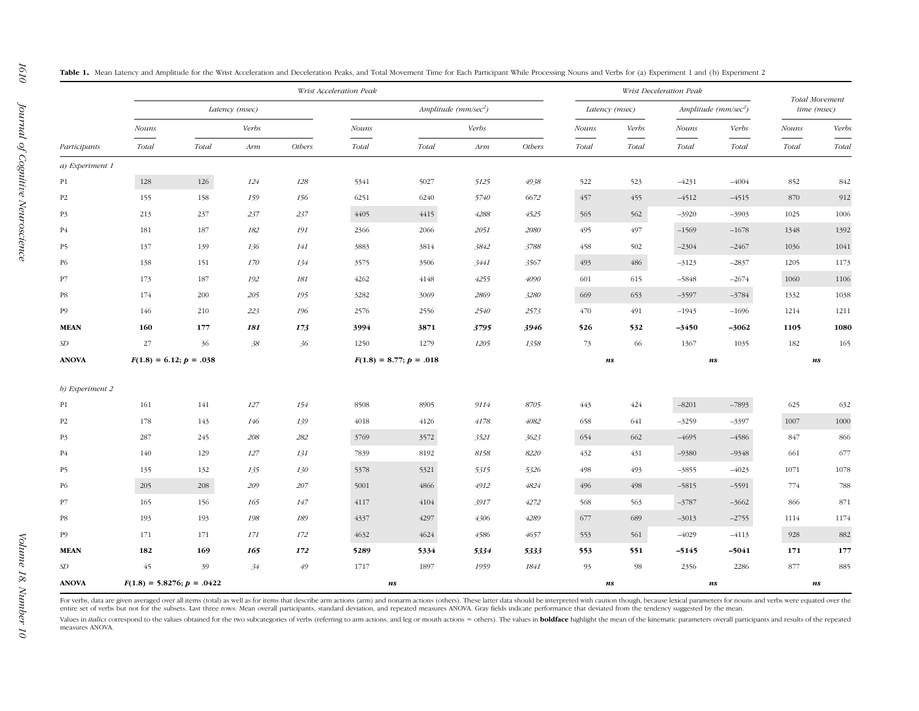**Table 1.** Mean Latency and Amplitude for the Wrist Acceleration and Deceleration Peaks, and Total Movement Time for Each Participant While Processing Nouns and Verbs for (a) Experiment 1 and (b) Experiment 2

| | Wrist Acceleration Peak | | | | | | | | Wrist Deceleration Peak | | | | Total Movement time (msec) | |
|---|---|---|---|---|---|---|---|---|---|---|---|---|---|---|
| | Latency (msec) | | | | Amplitude (mm/sec[2]) | | | | Latency (msec) | | Amplitude (mm/sec[2]) | | | |
| | Nouns | Verbs | | | Nouns | Verbs | | | Nouns | Verbs | Nouns | Verbs | Nouns | Verbs |
| Participants | Total | Total | Arm | Others | Total | Total | Arm | Others | Total | Total | Total | Total | Total | Total |
| *a) Experiment 1* | | | | | | | | | | | | | | |
| P1 | 128 | 126 | *124* | *128* | 5341 | 5027 | *5125* | *4938* | 522 | 523 | −4231 | −4004 | 852 | 842 |
| P2 | 155 | 158 | *159* | *156* | 6251 | 6240 | *5740* | *6672* | 457 | 455 | −4512 | −4515 | 870 | 912 |
| P3 | 213 | 237 | *237* | *237* | 4405 | 4415 | *4288* | *4525* | 565 | 562 | −3920 | −3903 | 1025 | 1006 |
| P4 | 181 | 187 | *182* | *191* | 2366 | 2066 | *2051* | *2080* | 495 | 497 | −1569 | −1678 | 1348 | 1392 |
| P5 | 137 | 139 | *136* | *141* | 3883 | 3814 | *3842* | *3788* | 458 | 502 | −2304 | −2467 | 1036 | 1041 |
| P6 | 138 | 151 | *170* | *134* | 3575 | 3506 | *3441* | *3567* | 493 | 486 | −3123 | −2837 | 1205 | 1173 |
| P7 | 173 | 187 | *192* | *181* | 4262 | 4148 | *4255* | *4090* | 601 | 615 | −5848 | −2674 | 1060 | 1106 |
| P8 | 174 | 200 | *205* | *195* | 3282 | 3069 | *2869* | *3280* | 669 | 653 | −3597 | −3784 | 1332 | 1038 |
| P9 | 146 | 210 | *223* | *196* | 2576 | 2556 | *2540* | *2573* | 470 | 491 | −1943 | −1696 | 1214 | 1211 |
| **MEAN** | **160** | **177** | ***181*** | ***173*** | **3994** | **3871** | ***3795*** | ***3946*** | **526** | **532** | **−3450** | **−3062** | **1105** | **1080** |
| *SD* | 27 | 36 | *38* | *36* | 1250 | 1279 | *1205* | *1358* | 73 | 66 | 1367 | 1035 | 182 | 165 |
| **ANOVA** | **$F(1.8) = 6.12$; $p = .038$** | | | | **$F(1.8) = 8.77$; $p = .018$** | | | | ***ns*** | | ***ns*** | | ***ns*** | |
| *b) Experiment 2* | | | | | | | | | | | | | | |
| P1 | 161 | 141 | *127* | *154* | 8508 | 8905 | *9114* | *8705* | 443 | 424 | −8201 | −7893 | 625 | 632 |
| P2 | 178 | 143 | *146* | *139* | 4018 | 4126 | *4178* | *4082* | 658 | 641 | −3259 | −3397 | 1007 | 1000 |
| P3 | 287 | 245 | *208* | *282* | 3769 | 3572 | *3521* | *3623* | 654 | 662 | −4695 | −4586 | 847 | 866 |
| P4 | 140 | 129 | *127* | *131* | 7839 | 8192 | *8158* | *8220* | 432 | 431 | −9380 | −9348 | 661 | 677 |
| P5 | 135 | 132 | *135* | *130* | 5378 | 5321 | *5315* | *5326* | 498 | 493 | −3855 | −4023 | 1071 | 1078 |
| P6 | 205 | 208 | *209* | *207* | 5001 | 4866 | *4912* | *4824* | 496 | 498 | −5815 | −5591 | 774 | 788 |
| P7 | 165 | 156 | *165* | *147* | 4117 | 4104 | *3917* | *4272* | 568 | 563 | −3787 | −3662 | 866 | 871 |
| P8 | 193 | 193 | *198* | *189* | 4337 | 4297 | *4306* | *4289* | 677 | 689 | −3013 | −2755 | 1114 | 1174 |
| P9 | 171 | 171 | *171* | *172* | 4632 | 4624 | *4586* | *4657* | 553 | 561 | −4029 | −4113 | 928 | 882 |
| **MEAN** | **182** | **169** | ***165*** | ***172*** | **5289** | **5334** | ***5334*** | ***5333*** | **553** | **551** | **−5145** | **−5041** | **171** | **177** |
| *SD* | 45 | 39 | *34* | *49* | 1717 | 1897 | *1959* | *1841* | 93 | 98 | 2356 | 2286 | 877 | 885 |
| **ANOVA** | **$F(1.8) = 5.8276$; $p = .0422$** | | | | ***ns*** | | | | ***ns*** | | ***ns*** | | ***ns*** | |

For verbs, data are given averaged over all items (total) as well as for items that describe arm actions (arm) and nonarm actions (others). These latter data should be interpreted with caution though, because lexical parameters for nouns and verbs were equated over the entire set of verbs but not for the subsets. Last three rows: Mean overall participants, standard deviation, and repeated measures ANOVA. Gray fields indicate performance that deviated from the tendency suggested by the mean.

Values in *italics* correspond to the values obtained for the two subcategories of verbs (referring to arm actions, and leg or mouth actions = others). The values in **boldface** highlight the mean of the kinematic parameters overall participants and results of the repeated measures ANOVA.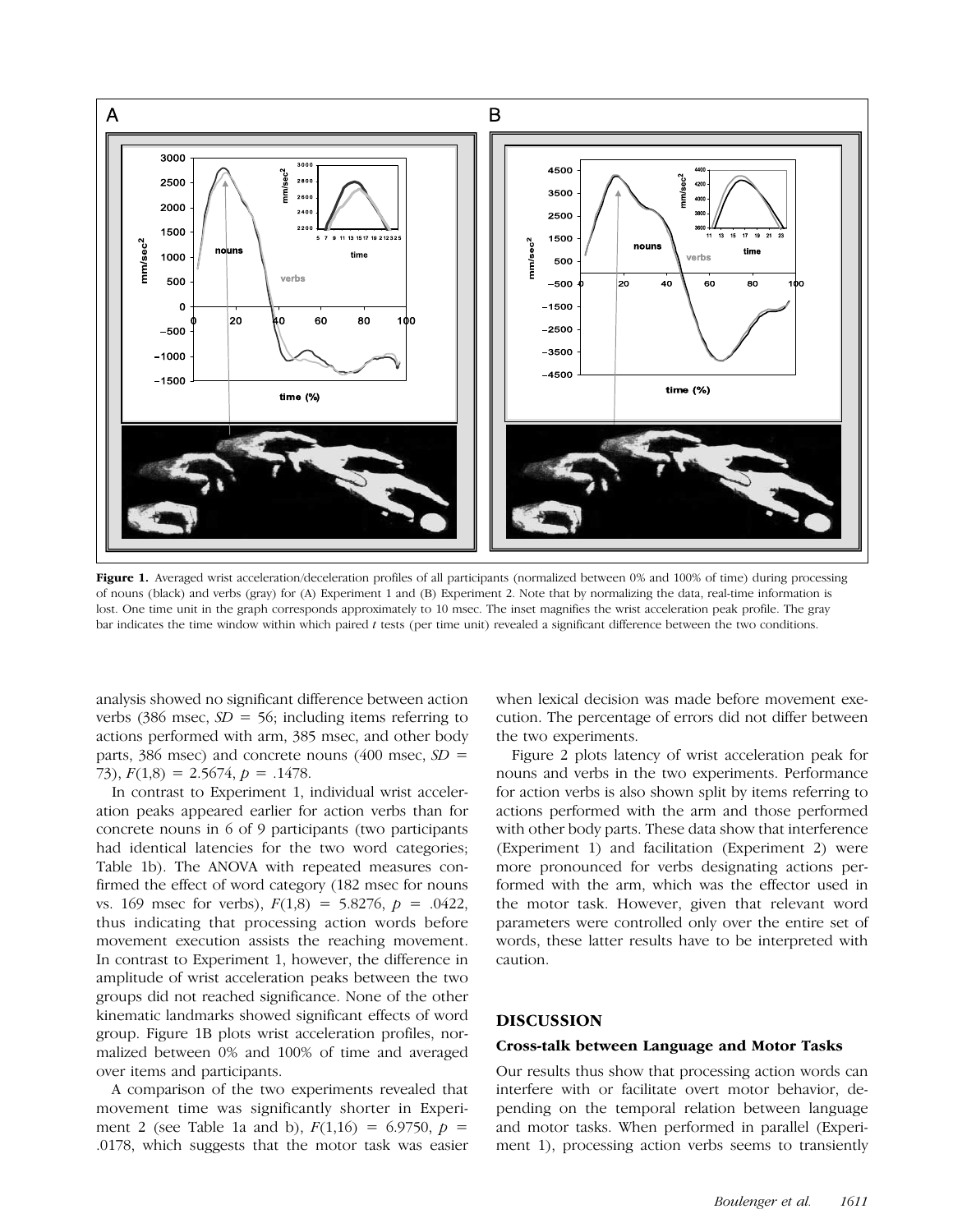**Figure 1.** Averaged wrist acceleration/deceleration profiles of all participants (normalized between 0% and 100% of time) during processing of nouns (black) and verbs (gray) for (A) Experiment 1 and (B) Experiment 2. Note that by normalizing the data, real-time information is lost. One time unit in the graph corresponds approximately to 10 msec. The inset magnifies the wrist acceleration peak profile. The gray bar indicates the time window within which paired *t* tests (per time unit) revealed a significant difference between the two conditions.

analysis showed no significant difference between action verbs (386 msec, $SD = 56$; including items referring to actions performed with arm, 385 msec, and other body parts, 386 msec) and concrete nouns (400 msec, $SD = 73$), $F(1,8) = 2.5674$, $p = .1478$.

In contrast to Experiment 1, individual wrist acceleration peaks appeared earlier for action verbs than for concrete nouns in 6 of 9 participants (two participants had identical latencies for the two word categories; Table 1b). The ANOVA with repeated measures confirmed the effect of word category (182 msec for nouns vs. 169 msec for verbs), $F(1,8) = 5.8276$, $p = .0422$, thus indicating that processing action words before movement execution assists the reaching movement. In contrast to Experiment 1, however, the difference in amplitude of wrist acceleration peaks between the two groups did not reached significance. None of the other kinematic landmarks showed significant effects of word group. Figure 1B plots wrist acceleration profiles, normalized between 0% and 100% of time and averaged over items and participants.

A comparison of the two experiments revealed that movement time was significantly shorter in Experiment 2 (see Table 1a and b), $F(1,16) = 6.9750$, $p = .0178$, which suggests that the motor task was easier when lexical decision was made before movement execution. The percentage of errors did not differ between the two experiments.

Figure 2 plots latency of wrist acceleration peak for nouns and verbs in the two experiments. Performance for action verbs is also shown split by items referring to actions performed with the arm and those performed with other body parts. These data show that interference (Experiment 1) and facilitation (Experiment 2) were more pronounced for verbs designating actions performed with the arm, which was the effector used in the motor task. However, given that relevant word parameters were controlled only over the entire set of words, these latter results have to be interpreted with caution.

## DISCUSSION

### Cross-talk between Language and Motor Tasks

Our results thus show that processing action words can interfere with or facilitate overt motor behavior, depending on the temporal relation between language and motor tasks. When performed in parallel (Experiment 1), processing action verbs seems to transiently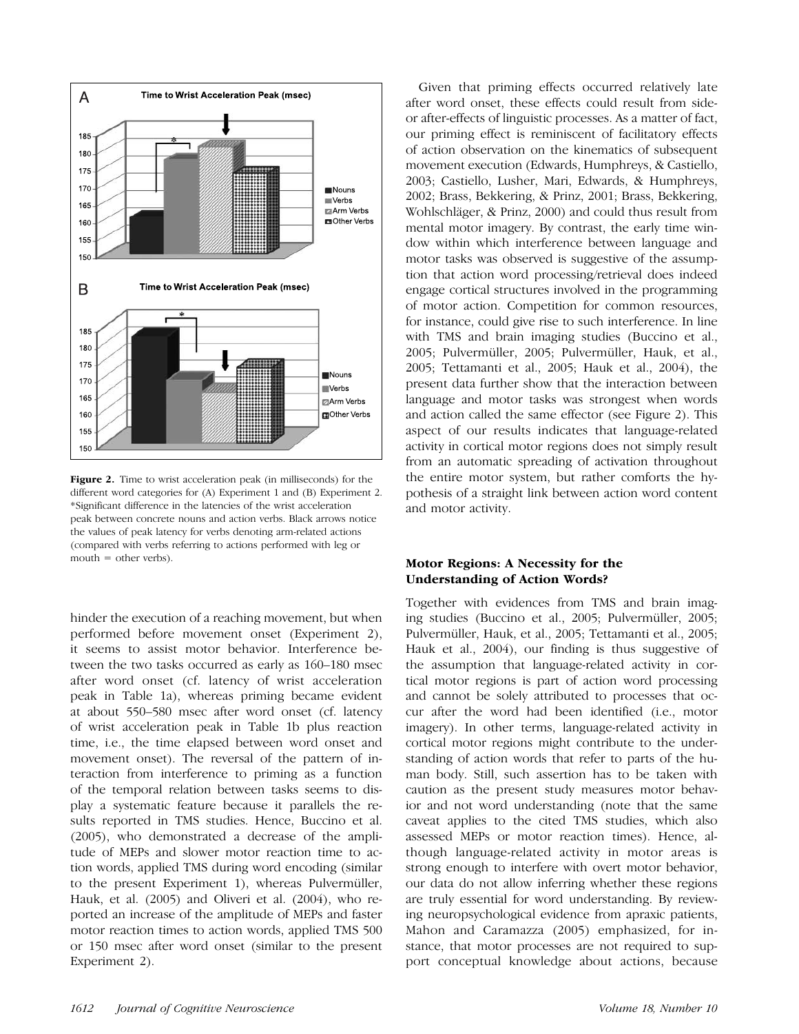Figure 2. Time to wrist acceleration peak (in milliseconds) for the different word categories for (A) Experiment 1 and (B) Experiment 2. *Significant difference in the latencies of the wrist acceleration peak between concrete nouns and action verbs. Black arrows notice the values of peak latency for verbs denoting arm-related actions (compared with verbs referring to actions performed with leg or mouth = other verbs).

hinder the execution of a reaching movement, but when performed before movement onset (Experiment 2), it seems to assist motor behavior. Interference between the two tasks occurred as early as 160–180 msec after word onset (cf. latency of wrist acceleration peak in Table 1a), whereas priming became evident at about 550–580 msec after word onset (cf. latency of wrist acceleration peak in Table 1b plus reaction time, i.e., the time elapsed between word onset and movement onset). The reversal of the pattern of interaction from interference to priming as a function of the temporal relation between tasks seems to display a systematic feature because it parallels the results reported in TMS studies. Hence, Buccino et al. (2005), who demonstrated a decrease of the amplitude of MEPs and slower motor reaction time to action words, applied TMS during word encoding (similar to the present Experiment 1), whereas Pulvermüller, Hauk, et al. (2005) and Oliveri et al. (2004), who reported an increase of the amplitude of MEPs and faster motor reaction times to action words, applied TMS 500 or 150 msec after word onset (similar to the present Experiment 2).

Given that priming effects occurred relatively late after word onset, these effects could result from side- or after-effects of linguistic processes. As a matter of fact, our priming effect is reminiscent of facilitatory effects of action observation on the kinematics of subsequent movement execution (Edwards, Humphreys, & Castiello, 2003; Castiello, Lusher, Mari, Edwards, & Humphreys, 2002; Brass, Bekkering, & Prinz, 2001; Brass, Bekkering, Wohlschläger, & Prinz, 2000) and could thus result from mental motor imagery. By contrast, the early time window within which interference between language and motor tasks was observed is suggestive of the assumption that action word processing/retrieval does indeed engage cortical structures involved in the programming of motor action. Competition for common resources, for instance, could give rise to such interference. In line with TMS and brain imaging studies (Buccino et al., 2005; Pulvermüller, 2005; Pulvermüller, Hauk, et al., 2005; Tettamanti et al., 2005; Hauk et al., 2004), the present data further show that the interaction between language and motor tasks was strongest when words and action called the same effector (see Figure 2). This aspect of our results indicates that language-related activity in cortical motor regions does not simply result from an automatic spreading of activation throughout the entire motor system, but rather comforts the hypothesis of a straight link between action word content and motor activity.

## Motor Regions: A Necessity for the Understanding of Action Words?

Together with evidences from TMS and brain imaging studies (Buccino et al., 2005; Pulvermüller, 2005; Pulvermüller, Hauk, et al., 2005; Tettamanti et al., 2005; Hauk et al., 2004), our finding is thus suggestive of the assumption that language-related activity in cortical motor regions is part of action word processing and cannot be solely attributed to processes that occur after the word had been identified (i.e., motor imagery). In other terms, language-related activity in cortical motor regions might contribute to the understanding of action words that refer to parts of the human body. Still, such assertion has to be taken with caution as the present study measures motor behavior and not word understanding (note that the same caveat applies to the cited TMS studies, which also assessed MEPs or motor reaction times). Hence, although language-related activity in motor areas is strong enough to interfere with overt motor behavior, our data do not allow inferring whether these regions are truly essential for word understanding. By reviewing neuropsychological evidence from apraxic patients, Mahon and Caramazza (2005) emphasized, for instance, that motor processes are not required to support conceptual knowledge about actions, because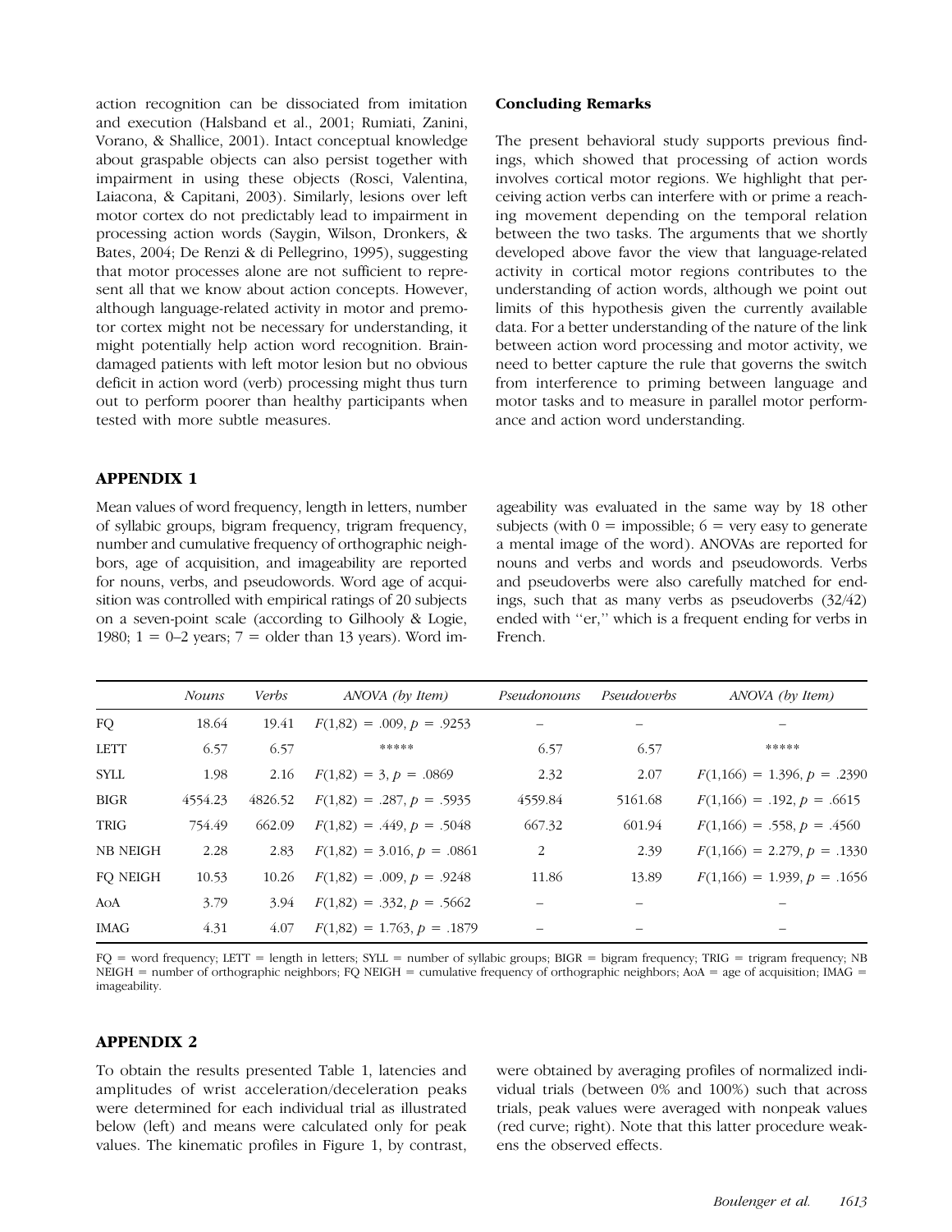action recognition can be dissociated from imitation and execution (Halsband et al., 2001; Rumiati, Zanini, Vorano, & Shallice, 2001). Intact conceptual knowledge about graspable objects can also persist together with impairment in using these objects (Rosci, Valentina, Laiacona, & Capitani, 2003). Similarly, lesions over left motor cortex do not predictably lead to impairment in processing action words (Saygin, Wilson, Dronkers, & Bates, 2004; De Renzi & di Pellegrino, 1995), suggesting that motor processes alone are not sufficient to represent all that we know about action concepts. However, although language-related activity in motor and premotor cortex might not be necessary for understanding, it might potentially help action word recognition. Brain-damaged patients with left motor lesion but no obvious deficit in action word (verb) processing might thus turn out to perform poorer than healthy participants when tested with more subtle measures.

### Concluding Remarks

The present behavioral study supports previous findings, which showed that processing of action words involves cortical motor regions. We highlight that perceiving action verbs can interfere with or prime a reaching movement depending on the temporal relation between the two tasks. The arguments that we shortly developed above favor the view that language-related activity in cortical motor regions contributes to the understanding of action words, although we point out limits of this hypothesis given the currently available data. For a better understanding of the nature of the link between action word processing and motor activity, we need to better capture the rule that governs the switch from interference to priming between language and motor tasks and to measure in parallel motor performance and action word understanding.

## APPENDIX 1

Mean values of word frequency, length in letters, number of syllabic groups, bigram frequency, trigram frequency, number and cumulative frequency of orthographic neighbors, age of acquisition, and imageability are reported for nouns, verbs, and pseudowords. Word age of acquisition was controlled with empirical ratings of 20 subjects on a seven-point scale (according to Gilhooly & Logie, 1980; 1 = 0–2 years; 7 = older than 13 years). Word imageability was evaluated in the same way by 18 other subjects (with 0 = impossible; 6 = very easy to generate a mental image of the word). ANOVAs are reported for nouns and verbs and words and pseudowords. Verbs and pseudoverbs were also carefully matched for endings, such that as many verbs as pseudoverbs (32/42) ended with ''er,'' which is a frequent ending for verbs in French.

| | *Nouns* | *Verbs* | *ANOVA (by Item)* | *Pseudonouns* | *Pseudoverbs* | *ANOVA (by Item)* |
|---|---|---|---|---|---|---|
| FQ | 18.64 | 19.41 | $F(1,82) = .009, p = .9253$ | – | – | – |
| LETT | 6.57 | 6.57 | ***** | 6.57 | 6.57 | ***** |
| SYLL | 1.98 | 2.16 | $F(1,82) = 3, p = .0869$ | 2.32 | 2.07 | $F(1,166) = 1.396, p = .2390$ |
| BIGR | 4554.23 | 4826.52 | $F(1,82) = .287, p = .5935$ | 4559.84 | 5161.68 | $F(1,166) = .192, p = .6615$ |
| TRIG | 754.49 | 662.09 | $F(1,82) = .449, p = .5048$ | 667.32 | 601.94 | $F(1,166) = .558, p = .4560$ |
| NB NEIGH | 2.28 | 2.83 | $F(1,82) = 3.016, p = .0861$ | 2 | 2.39 | $F(1,166) = 2.279, p = .1330$ |
| FQ NEIGH | 10.53 | 10.26 | $F(1,82) = .009, p = .9248$ | 11.86 | 13.89 | $F(1,166) = 1.939, p = .1656$ |
| AoA | 3.79 | 3.94 | $F(1,82) = .332, p = .5662$ | – | – | – |
| IMAG | 4.31 | 4.07 | $F(1,82) = 1.763, p = .1879$ | – | – | – |

FQ = word frequency; LETT = length in letters; SYLL = number of syllabic groups; BIGR = bigram frequency; TRIG = trigram frequency; NB NEIGH = number of orthographic neighbors; FQ NEIGH = cumulative frequency of orthographic neighbors; AoA = age of acquisition; IMAG = imageability.

## APPENDIX 2

To obtain the results presented Table 1, latencies and amplitudes of wrist acceleration/deceleration peaks were determined for each individual trial as illustrated below (left) and means were calculated only for peak values. The kinematic profiles in Figure 1, by contrast, were obtained by averaging profiles of normalized individual trials (between 0% and 100%) such that across trials, peak values were averaged with nonpeak values (red curve; right). Note that this latter procedure weakens the observed effects.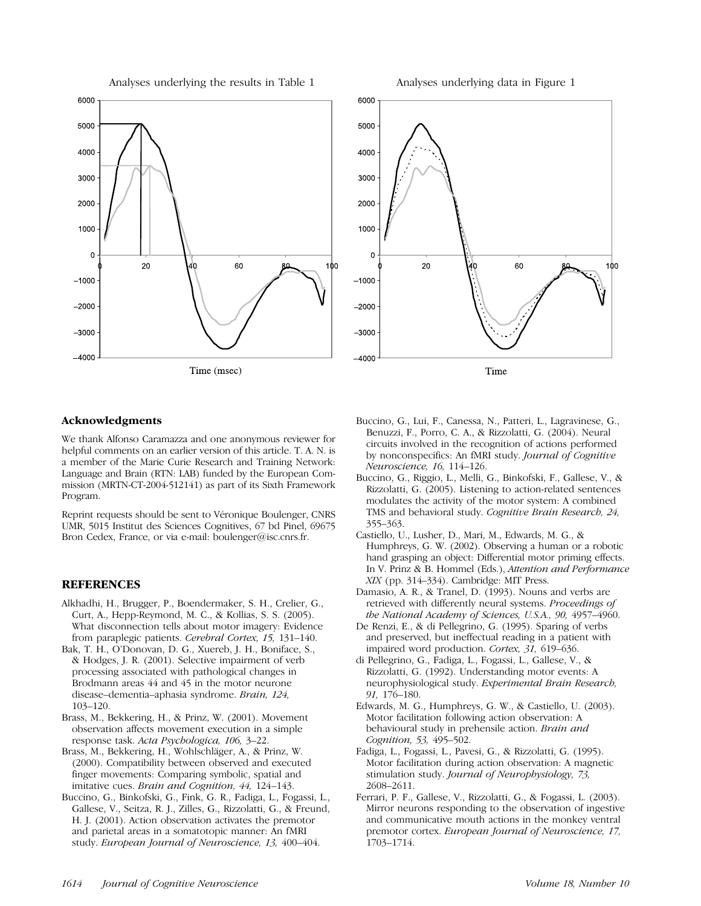Analyses underlying the results in Table 1

Time (msec)

Analyses underlying data in Figure 1

Time

## Acknowledgments

We thank Alfonso Caramazza and one anonymous reviewer for helpful comments on an earlier version of this article. T. A. N. is a member of the Marie Curie Research and Training Network: Language and Brain (RTN: LAB) funded by the European Commission (MRTN-CT-2004-512141) as part of its Sixth Framework Program.

Reprint requests should be sent to Véronique Boulenger, CNRS UMR, 5015 Institut des Sciences Cognitives, 67 bd Pinel, 69675 Bron Cedex, France, or via e-mail: boulenger@isc.cnrs.fr.

## REFERENCES

Alkhadhi, H., Brugger, P., Boendermaker, S. H., Crelier, G., Curt, A., Hepp-Reymond, M. C., & Kollias, S. S. (2005). What disconnection tells about motor imagery: Evidence from paraplegic patients. *Cerebral Cortex, 15,* 131–140.

Bak, T. H., O'Donovan, D. G., Xuereb, J. H., Boniface, S., & Hodges, J. R. (2001). Selective impairment of verb processing associated with pathological changes in Brodmann areas 44 and 45 in the motor neurone disease–dementia–aphasia syndrome. *Brain, 124,* 103–120.

Brass, M., Bekkering, H., & Prinz, W. (2001). Movement observation affects movement execution in a simple response task. *Acta Psychologica, 106,* 3–22.

Brass, M., Bekkering, H., Wohlschläger, A., & Prinz, W. (2000). Compatibility between observed and executed finger movements: Comparing symbolic, spatial and imitative cues. *Brain and Cognition, 44,* 124–143.

Buccino, G., Binkofski, G., Fink, G. R., Fadiga, L., Fogassi, L., Gallese, V., Seitza, R. J., Zilles, G., Rizzolatti, G., & Freund, H. J. (2001). Action observation activates the premotor and parietal areas in a somatotopic manner: An fMRI study. *European Journal of Neuroscience, 13,* 400–404.

Buccino, G., Lui, F., Canessa, N., Patteri, L., Lagravinese, G., Benuzzi, F., Porro, C. A., & Rizzolatti, G. (2004). Neural circuits involved in the recognition of actions performed by nonconspecifics: An fMRI study. *Journal of Cognitive Neuroscience, 16,* 114–126.

Buccino, G., Riggio, L., Melli, G., Binkofski, F., Gallese, V., & Rizzolatti, G. (2005). Listening to action-related sentences modulates the activity of the motor system: A combined TMS and behavioral study. *Cognitive Brain Research, 24,* 355–363.

Castiello, U., Lusher, D., Mari, M., Edwards, M. G., & Humphreys, G. W. (2002). Observing a human or a robotic hand grasping an object: Differential motor priming effects. In V. Prinz & B. Hommel (Eds.), *Attention and Performance XIX* (pp. 314–334). Cambridge: MIT Press.

Damasio, A. R., & Tranel, D. (1993). Nouns and verbs are retrieved with differently neural systems. *Proceedings of the National Academy of Sciences, U.S.A., 90,* 4957–4960.

De Renzi, E., & di Pellegrino, G. (1995). Sparing of verbs and preserved, but ineffectual reading in a patient with impaired word production. *Cortex, 31,* 619–636.

di Pellegrino, G., Fadiga, L., Fogassi, L., Gallese, V., & Rizzolatti, G. (1992). Understanding motor events: A neurophysiological study. *Experimental Brain Research, 91,* 176–180.

Edwards, M. G., Humphreys, G. W., & Castiello, U. (2003). Motor facilitation following action observation: A behavioural study in prehensile action. *Brain and Cognition, 53,* 495–502.

Fadiga, L., Fogassi, L., Pavesi, G., & Rizzolatti, G. (1995). Motor facilitation during action observation: A magnetic stimulation study. *Journal of Neurophysiology, 73,* 2608–2611.

Ferrari, P. F., Gallese, V., Rizzolatti, G., & Fogassi, L. (2003). Mirror neurons responding to the observation of ingestive and communicative mouth actions in the monkey ventral premotor cortex. *European Journal of Neuroscience, 17,* 1703–1714.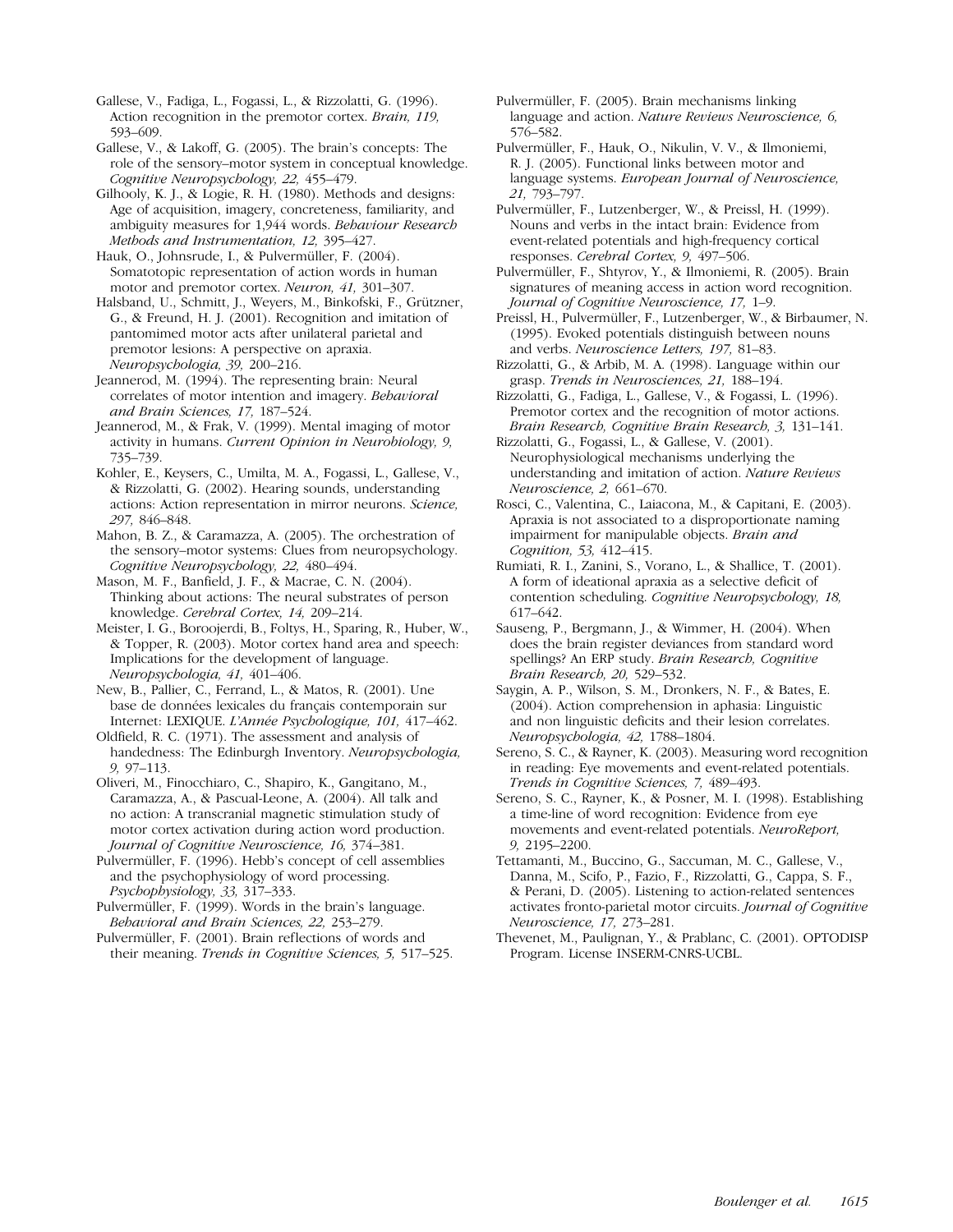Gallese, V., Fadiga, L., Fogassi, L., & Rizzolatti, G. (1996). Action recognition in the premotor cortex. *Brain, 119,* 593–609.

Gallese, V., & Lakoff, G. (2005). The brain's concepts: The role of the sensory–motor system in conceptual knowledge. *Cognitive Neuropsychology, 22,* 455–479.

Gilhooly, K. J., & Logie, R. H. (1980). Methods and designs: Age of acquisition, imagery, concreteness, familiarity, and ambiguity measures for 1,944 words. *Behaviour Research Methods and Instrumentation, 12,* 395–427.

Hauk, O., Johnsrude, I., & Pulvermüller, F. (2004). Somatotopic representation of action words in human motor and premotor cortex. *Neuron, 41,* 301–307.

Halsband, U., Schmitt, J., Weyers, M., Binkofski, F., Grützner, G., & Freund, H. J. (2001). Recognition and imitation of pantomimed motor acts after unilateral parietal and premotor lesions: A perspective on apraxia. *Neuropsychologia, 39,* 200–216.

Jeannerod, M. (1994). The representing brain: Neural correlates of motor intention and imagery. *Behavioral and Brain Sciences, 17,* 187–524.

Jeannerod, M., & Frak, V. (1999). Mental imaging of motor activity in humans. *Current Opinion in Neurobiology, 9,* 735–739.

Kohler, E., Keysers, C., Umilta, M. A., Fogassi, L., Gallese, V., & Rizzolatti, G. (2002). Hearing sounds, understanding actions: Action representation in mirror neurons. *Science, 297,* 846–848.

Mahon, B. Z., & Caramazza, A. (2005). The orchestration of the sensory–motor systems: Clues from neuropsychology. *Cognitive Neuropsychology, 22,* 480–494.

Mason, M. F., Banfield, J. F., & Macrae, C. N. (2004). Thinking about actions: The neural substrates of person knowledge. *Cerebral Cortex, 14,* 209–214.

Meister, I. G., Boroojerdi, B., Foltys, H., Sparing, R., Huber, W., & Topper, R. (2003). Motor cortex hand area and speech: Implications for the development of language. *Neuropsychologia, 41,* 401–406.

New, B., Pallier, C., Ferrand, L., & Matos, R. (2001). Une base de données lexicales du français contemporain sur Internet: LEXIQUE. *L'Année Psychologique, 101,* 417–462.

Oldfield, R. C. (1971). The assessment and analysis of handedness: The Edinburgh Inventory. *Neuropsychologia, 9,* 97–113.

Oliveri, M., Finocchiaro, C., Shapiro, K., Gangitano, M., Caramazza, A., & Pascual-Leone, A. (2004). All talk and no action: A transcranial magnetic stimulation study of motor cortex activation during action word production. *Journal of Cognitive Neuroscience, 16,* 374–381.

Pulvermüller, F. (1996). Hebb's concept of cell assemblies and the psychophysiology of word processing. *Psychophysiology, 33,* 317–333.

Pulvermüller, F. (1999). Words in the brain's language. *Behavioral and Brain Sciences, 22,* 253–279.

Pulvermüller, F. (2001). Brain reflections of words and their meaning. *Trends in Cognitive Sciences, 5,* 517–525.

Pulvermüller, F. (2005). Brain mechanisms linking language and action. *Nature Reviews Neuroscience, 6,* 576–582.

Pulvermüller, F., Hauk, O., Nikulin, V. V., & Ilmoniemi, R. J. (2005). Functional links between motor and language systems. *European Journal of Neuroscience, 21,* 793–797.

Pulvermüller, F., Lutzenberger, W., & Preissl, H. (1999). Nouns and verbs in the intact brain: Evidence from event-related potentials and high-frequency cortical responses. *Cerebral Cortex, 9,* 497–506.

Pulvermüller, F., Shtyrov, Y., & Ilmoniemi, R. (2005). Brain signatures of meaning access in action word recognition. *Journal of Cognitive Neuroscience, 17,* 1–9.

Preissl, H., Pulvermüller, F., Lutzenberger, W., & Birbaumer, N. (1995). Evoked potentials distinguish between nouns and verbs. *Neuroscience Letters, 197,* 81–83.

Rizzolatti, G., & Arbib, M. A. (1998). Language within our grasp. *Trends in Neurosciences, 21,* 188–194.

Rizzolatti, G., Fadiga, L., Gallese, V., & Fogassi, L. (1996). Premotor cortex and the recognition of motor actions. *Brain Research, Cognitive Brain Research, 3,* 131–141.

Rizzolatti, G., Fogassi, L., & Gallese, V. (2001). Neurophysiological mechanisms underlying the understanding and imitation of action. *Nature Reviews Neuroscience, 2,* 661–670.

Rosci, C., Valentina, C., Laiacona, M., & Capitani, E. (2003). Apraxia is not associated to a disproportionate naming impairment for manipulable objects. *Brain and Cognition, 53,* 412–415.

Rumiati, R. I., Zanini, S., Vorano, L., & Shallice, T. (2001). A form of ideational apraxia as a selective deficit of contention scheduling. *Cognitive Neuropsychology, 18,* 617–642.

Sauseng, P., Bergmann, J., & Wimmer, H. (2004). When does the brain register deviances from standard word spellings? An ERP study. *Brain Research, Cognitive Brain Research, 20,* 529–532.

Saygin, A. P., Wilson, S. M., Dronkers, N. F., & Bates, E. (2004). Action comprehension in aphasia: Linguistic and non linguistic deficits and their lesion correlates. *Neuropsychologia, 42,* 1788–1804.

Sereno, S. C., & Rayner, K. (2003). Measuring word recognition in reading: Eye movements and event-related potentials. *Trends in Cognitive Sciences, 7,* 489–493.

Sereno, S. C., Rayner, K., & Posner, M. I. (1998). Establishing a time-line of word recognition: Evidence from eye movements and event-related potentials. *NeuroReport, 9,* 2195–2200.

Tettamanti, M., Buccino, G., Saccuman, M. C., Gallese, V., Danna, M., Scifo, P., Fazio, F., Rizzolatti, G., Cappa, S. F., & Perani, D. (2005). Listening to action-related sentences activates fronto-parietal motor circuits. *Journal of Cognitive Neuroscience, 17,* 273–281.

Thevenet, M., Paulignan, Y., & Prablanc, C. (2001). OPTODISP Program. License INSERM-CNRS-UCBL.